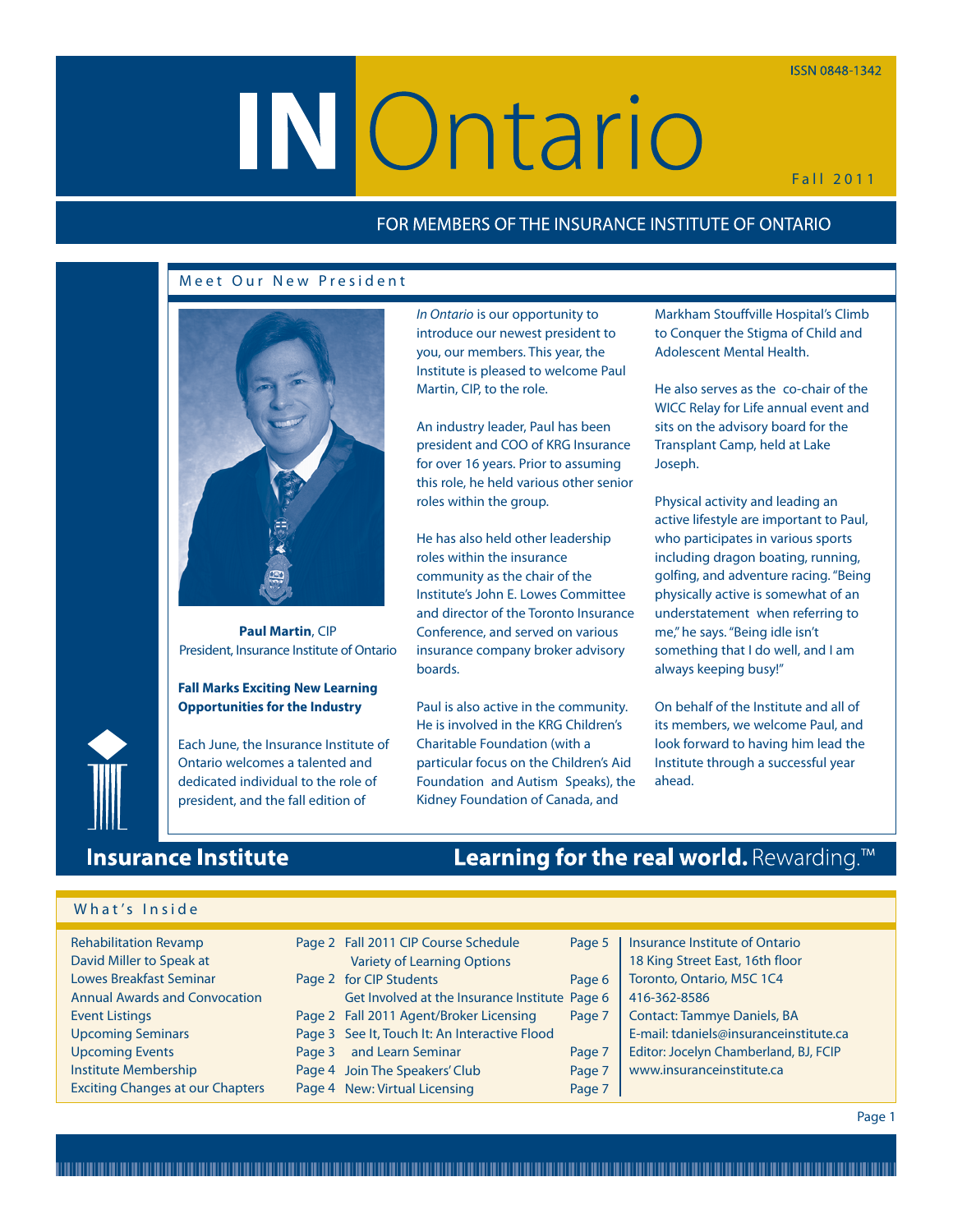# IN Ontario

ISSN 0848-1342

Fall 2011

FOR MEMBERS OF THE INSURANCE INSTITUTE OF ONTARIO

## Meet Our New President

**Paul Martin**, CIP
President, Insurance Institute of Ontario

**Fall Marks Exciting New Learning Opportunities for the Industry**

Each June, the Insurance Institute of Ontario welcomes a talented and dedicated individual to the role of president, and the fall edition of *In Ontario* is our opportunity to introduce our newest president to you, our members. This year, the Institute is pleased to welcome Paul Martin, CIP, to the role.

An industry leader, Paul has been president and COO of KRG Insurance for over 16 years. Prior to assuming this role, he held various other senior roles within the group.

He has also held other leadership roles within the insurance community as the chair of the Institute's John E. Lowes Committee and director of the Toronto Insurance Conference, and served on various insurance company broker advisory boards.

Paul is also active in the community. He is involved in the KRG Children's Charitable Foundation (with a particular focus on the Children's Aid Foundation and Autism Speaks), the Kidney Foundation of Canada, and Markham Stouffville Hospital's Climb to Conquer the Stigma of Child and Adolescent Mental Health.

He also serves as the co-chair of the WICC Relay for Life annual event and sits on the advisory board for the Transplant Camp, held at Lake Joseph.

Physical activity and leading an active lifestyle are important to Paul, who participates in various sports including dragon boating, running, golfing, and adventure racing. "Being physically active is somewhat of an understatement when referring to me," he says. "Being idle isn't something that I do well, and I am always keeping busy!"

On behalf of the Institute and all of its members, we welcome Paul, and look forward to having him lead the Institute through a successful year ahead.

**Insurance Institute** — **Learning for the real world.** Rewarding.™

## What's Inside

| | | | |
|---|---|---|---|
| Rehabilitation Revamp | Page 2 | Fall 2011 CIP Course Schedule | Page 5 |
| David Miller to Speak at Lowes Breakfast Seminar | Page 2 | Variety of Learning Options for CIP Students | Page 6 |
| Annual Awards and Convocation | Page 2 | Get Involved at the Insurance Institute | Page 6 |
| Event Listings | Page 2 | Fall 2011 Agent/Broker Licensing | Page 7 |
| Upcoming Seminars | Page 3 | See It, Touch It: An Interactive Flood and Learn Seminar | Page 7 |
| Upcoming Events | Page 3 | | |
| Institute Membership | Page 4 | Join The Speakers' Club | Page 7 |
| Exciting Changes at our Chapters | Page 4 | New: Virtual Licensing | Page 7 |

Insurance Institute of Ontario
18 King Street East, 16th floor
Toronto, Ontario, M5C 1C4
416-362-8586
Contact: Tammye Daniels, BA
E-mail: tdaniels@insuranceinstitute.ca
Editor: Jocelyn Chamberland, BJ, FCIP
www.insuranceinstitute.ca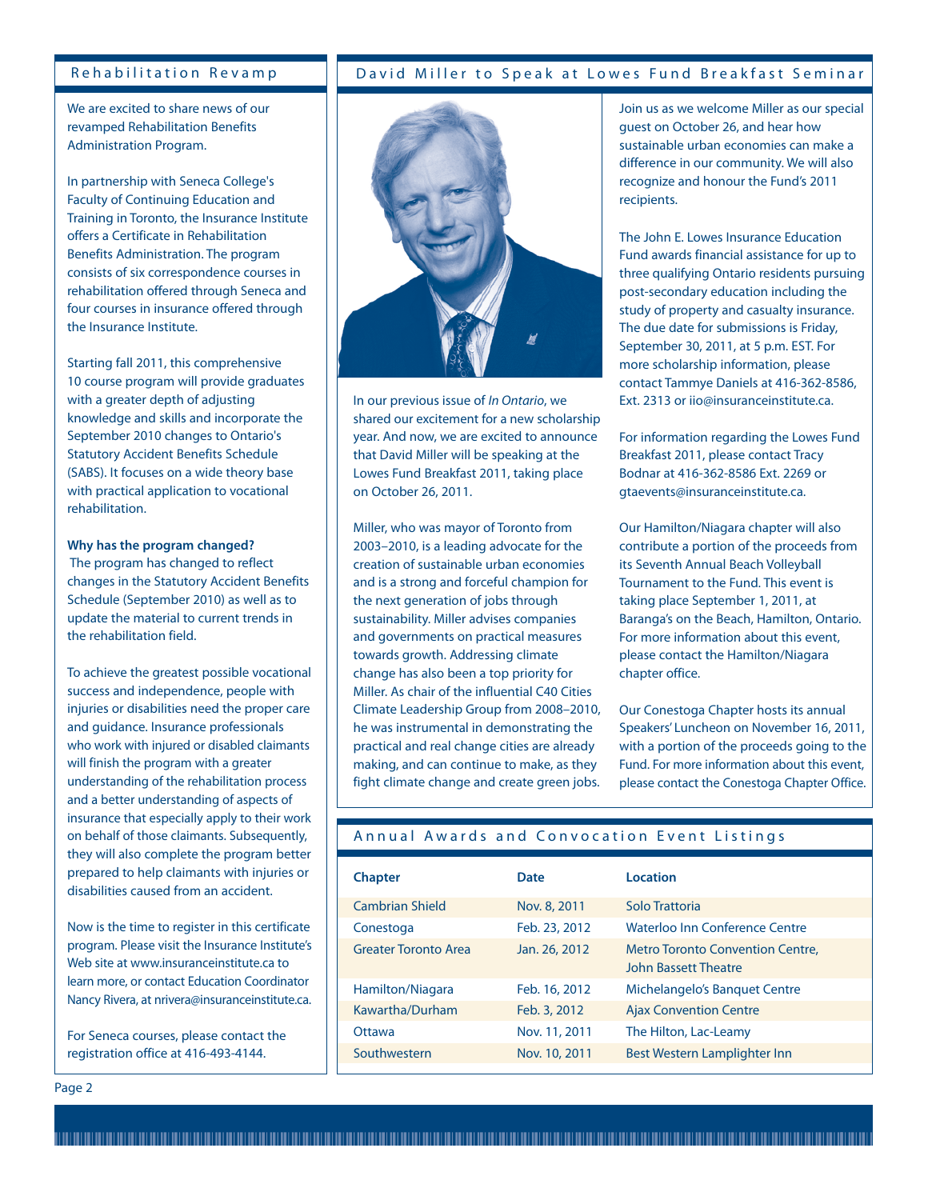## Rehabilitation Revamp

We are excited to share news of our revamped Rehabilitation Benefits Administration Program.

In partnership with Seneca College's Faculty of Continuing Education and Training in Toronto, the Insurance Institute offers a Certificate in Rehabilitation Benefits Administration. The program consists of six correspondence courses in rehabilitation offered through Seneca and four courses in insurance offered through the Insurance Institute.

Starting fall 2011, this comprehensive 10 course program will provide graduates with a greater depth of adjusting knowledge and skills and incorporate the September 2010 changes to Ontario's Statutory Accident Benefits Schedule (SABS). It focuses on a wide theory base with practical application to vocational rehabilitation.

**Why has the program changed?**
The program has changed to reflect changes in the Statutory Accident Benefits Schedule (September 2010) as well as to update the material to current trends in the rehabilitation field.

To achieve the greatest possible vocational success and independence, people with injuries or disabilities need the proper care and guidance. Insurance professionals who work with injured or disabled claimants will finish the program with a greater understanding of the rehabilitation process and a better understanding of aspects of insurance that especially apply to their work on behalf of those claimants. Subsequently, they will also complete the program better prepared to help claimants with injuries or disabilities caused from an accident.

Now is the time to register in this certificate program. Please visit the Insurance Institute's Web site at www.insuranceinstitute.ca to learn more, or contact Education Coordinator Nancy Rivera, at nrivera@insuranceinstitute.ca.

For Seneca courses, please contact the registration office at 416-493-4144.

## David Miller to Speak at Lowes Fund Breakfast Seminar

In our previous issue of *In Ontario*, we shared our excitement for a new scholarship year. And now, we are excited to announce that David Miller will be speaking at the Lowes Fund Breakfast 2011, taking place on October 26, 2011.

Miller, who was mayor of Toronto from 2003–2010, is a leading advocate for the creation of sustainable urban economies and is a strong and forceful champion for the next generation of jobs through sustainability. Miller advises companies and governments on practical measures towards growth. Addressing climate change has also been a top priority for Miller. As chair of the influential C40 Cities Climate Leadership Group from 2008–2010, he was instrumental in demonstrating the practical and real change cities are already making, and can continue to make, as they fight climate change and create green jobs.

Join us as we welcome Miller as our special guest on October 26, and hear how sustainable urban economies can make a difference in our community. We will also recognize and honour the Fund's 2011 recipients.

The John E. Lowes Insurance Education Fund awards financial assistance for up to three qualifying Ontario residents pursuing post-secondary education including the study of property and casualty insurance. The due date for submissions is Friday, September 30, 2011, at 5 p.m. EST. For more scholarship information, please contact Tammye Daniels at 416-362-8586, Ext. 2313 or iio@insuranceinstitute.ca.

For information regarding the Lowes Fund Breakfast 2011, please contact Tracy Bodnar at 416-362-8586 Ext. 2269 or gtaevents@insuranceinstitute.ca.

Our Hamilton/Niagara chapter will also contribute a portion of the proceeds from its Seventh Annual Beach Volleyball Tournament to the Fund. This event is taking place September 1, 2011, at Baranga's on the Beach, Hamilton, Ontario. For more information about this event, please contact the Hamilton/Niagara chapter office.

Our Conestoga Chapter hosts its annual Speakers' Luncheon on November 16, 2011, with a portion of the proceeds going to the Fund. For more information about this event, please contact the Conestoga Chapter Office.

## Annual Awards and Convocation Event Listings

| Chapter | Date | Location |
|---|---|---|
| Cambrian Shield | Nov. 8, 2011 | Solo Trattoria |
| Conestoga | Feb. 23, 2012 | Waterloo Inn Conference Centre |
| Greater Toronto Area | Jan. 26, 2012 | Metro Toronto Convention Centre, John Bassett Theatre |
| Hamilton/Niagara | Feb. 16, 2012 | Michelangelo's Banquet Centre |
| Kawartha/Durham | Feb. 3, 2012 | Ajax Convention Centre |
| Ottawa | Nov. 11, 2011 | The Hilton, Lac-Leamy |
| Southwestern | Nov. 10, 2011 | Best Western Lamplighter Inn |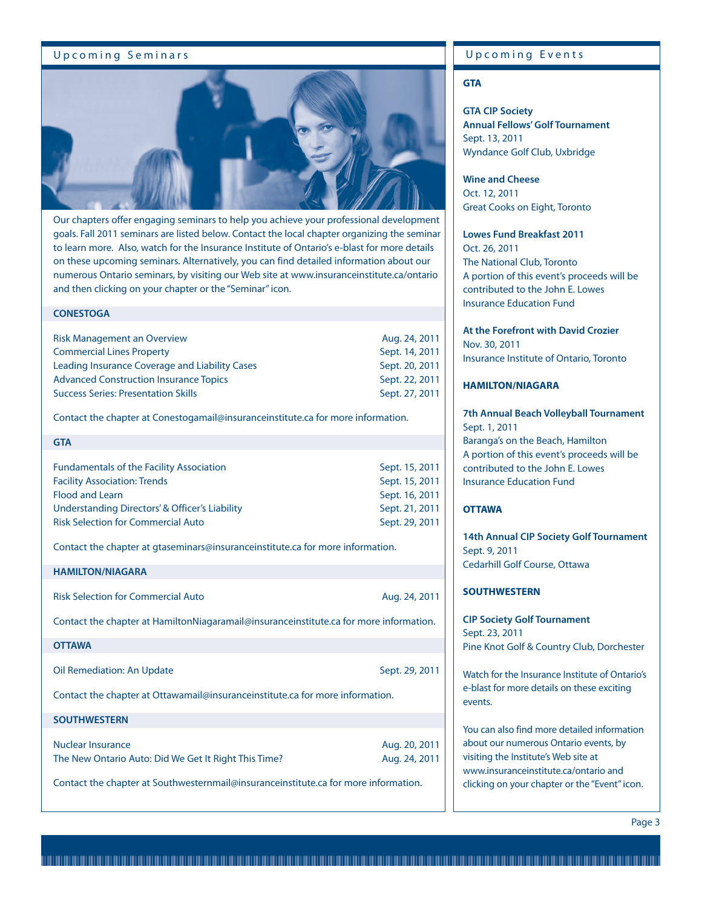## Upcoming Seminars

Our chapters offer engaging seminars to help you achieve your professional development goals. Fall 2011 seminars are listed below. Contact the local chapter organizing the seminar to learn more. Also, watch for the Insurance Institute of Ontario's e-blast for more details on these upcoming seminars. Alternatively, you can find detailed information about our numerous Ontario seminars, by visiting our Web site at www.insuranceinstitute.ca/ontario and then clicking on your chapter or the "Seminar" icon.

### CONESTOGA

| | |
|---|---|
| Risk Management an Overview | Aug. 24, 2011 |
| Commercial Lines Property | Sept. 14, 2011 |
| Leading Insurance Coverage and Liability Cases | Sept. 20, 2011 |
| Advanced Construction Insurance Topics | Sept. 22, 2011 |
| Success Series: Presentation Skills | Sept. 27, 2011 |

Contact the chapter at Conestogamail@insuranceinstitute.ca for more information.

### GTA

| | |
|---|---|
| Fundamentals of the Facility Association | Sept. 15, 2011 |
| Facility Association: Trends | Sept. 15, 2011 |
| Flood and Learn | Sept. 16, 2011 |
| Understanding Directors' & Officer's Liability | Sept. 21, 2011 |
| Risk Selection for Commercial Auto | Sept. 29, 2011 |

Contact the chapter at gtaseminars@insuranceinstitute.ca for more information.

### HAMILTON/NIAGARA

| | |
|---|---|
| Risk Selection for Commercial Auto | Aug. 24, 2011 |

Contact the chapter at HamiltonNiagaramail@insuranceinstitute.ca for more information.

### OTTAWA

| | |
|---|---|
| Oil Remediation: An Update | Sept. 29, 2011 |

Contact the chapter at Ottawamail@insuranceinstitute.ca for more information.

### SOUTHWESTERN

| | |
|---|---|
| Nuclear Insurance | Aug. 20, 2011 |
| The New Ontario Auto: Did We Get It Right This Time? | Aug. 24, 2011 |

Contact the chapter at Southwesternmail@insuranceinstitute.ca for more information.

## Upcoming Events

### GTA

**GTA CIP Society Annual Fellows' Golf Tournament**
Sept. 13, 2011
Wyndance Golf Club, Uxbridge

**Wine and Cheese**
Oct. 12, 2011
Great Cooks on Eight, Toronto

**Lowes Fund Breakfast 2011**
Oct. 26, 2011
The National Club, Toronto
A portion of this event's proceeds will be contributed to the John E. Lowes Insurance Education Fund

**At the Forefront with David Crozier**
Nov. 30, 2011
Insurance Institute of Ontario, Toronto

### HAMILTON/NIAGARA

**7th Annual Beach Volleyball Tournament**
Sept. 1, 2011
Baranga's on the Beach, Hamilton
A portion of this event's proceeds will be contributed to the John E. Lowes Insurance Education Fund

### OTTAWA

**14th Annual CIP Society Golf Tournament**
Sept. 9, 2011
Cedarhill Golf Course, Ottawa

### SOUTHWESTERN

**CIP Society Golf Tournament**
Sept. 23, 2011
Pine Knot Golf & Country Club, Dorchester

Watch for the Insurance Institute of Ontario's e-blast for more details on these exciting events.

You can also find more detailed information about our numerous Ontario events, by visiting the Institute's Web site at www.insuranceinstitute.ca/ontario and clicking on your chapter or the "Event" icon.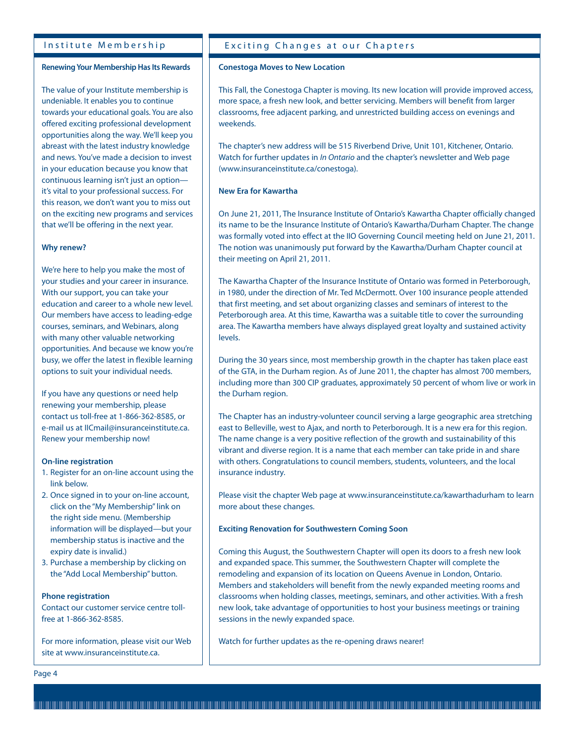## Institute Membership

### Renewing Your Membership Has Its Rewards

The value of your Institute membership is undeniable. It enables you to continue towards your educational goals. You are also offered exciting professional development opportunities along the way. We'll keep you abreast with the latest industry knowledge and news. You've made a decision to invest in your education because you know that continuous learning isn't just an option—it's vital to your professional success. For this reason, we don't want you to miss out on the exciting new programs and services that we'll be offering in the next year.

### Why renew?

We're here to help you make the most of your studies and your career in insurance. With our support, you can take your education and career to a whole new level. Our members have access to leading-edge courses, seminars, and Webinars, along with many other valuable networking opportunities. And because we know you're busy, we offer the latest in flexible learning options to suit your individual needs.

If you have any questions or need help renewing your membership, please contact us toll-free at 1-866-362-8585, or e-mail us at IICmail@insuranceinstitute.ca. Renew your membership now!

### On-line registration

1. Register for an on-line account using the link below.
2. Once signed in to your on-line account, click on the "My Membership" link on the right side menu. (Membership information will be displayed—but your membership status is inactive and the expiry date is invalid.)
3. Purchase a membership by clicking on the "Add Local Membership" button.

### Phone registration

Contact our customer service centre toll-free at 1-866-362-8585.

For more information, please visit our Web site at www.insuranceinstitute.ca.

## Exciting Changes at our Chapters

### Conestoga Moves to New Location

This Fall, the Conestoga Chapter is moving. Its new location will provide improved access, more space, a fresh new look, and better servicing. Members will benefit from larger classrooms, free adjacent parking, and unrestricted building access on evenings and weekends.

The chapter's new address will be 515 Riverbend Drive, Unit 101, Kitchener, Ontario. Watch for further updates in *In Ontario* and the chapter's newsletter and Web page (www.insuranceinstitute.ca/conestoga).

### New Era for Kawartha

On June 21, 2011, The Insurance Institute of Ontario's Kawartha Chapter officially changed its name to be the Insurance Institute of Ontario's Kawartha/Durham Chapter. The change was formally voted into effect at the IIO Governing Council meeting held on June 21, 2011. The notion was unanimously put forward by the Kawartha/Durham Chapter council at their meeting on April 21, 2011.

The Kawartha Chapter of the Insurance Institute of Ontario was formed in Peterborough, in 1980, under the direction of Mr. Ted McDermott. Over 100 insurance people attended that first meeting, and set about organizing classes and seminars of interest to the Peterborough area. At this time, Kawartha was a suitable title to cover the surrounding area. The Kawartha members have always displayed great loyalty and sustained activity levels.

During the 30 years since, most membership growth in the chapter has taken place east of the GTA, in the Durham region. As of June 2011, the chapter has almost 700 members, including more than 300 CIP graduates, approximately 50 percent of whom live or work in the Durham region.

The Chapter has an industry-volunteer council serving a large geographic area stretching east to Belleville, west to Ajax, and north to Peterborough. It is a new era for this region. The name change is a very positive reflection of the growth and sustainability of this vibrant and diverse region. It is a name that each member can take pride in and share with others. Congratulations to council members, students, volunteers, and the local insurance industry.

Please visit the chapter Web page at www.insuranceinstitute.ca/kawarthadurham to learn more about these changes.

### Exciting Renovation for Southwestern Coming Soon

Coming this August, the Southwestern Chapter will open its doors to a fresh new look and expanded space. This summer, the Southwestern Chapter will complete the remodeling and expansion of its location on Queens Avenue in London, Ontario. Members and stakeholders will benefit from the newly expanded meeting rooms and classrooms when holding classes, meetings, seminars, and other activities. With a fresh new look, take advantage of opportunities to host your business meetings or training sessions in the newly expanded space.

Watch for further updates as the re-opening draws nearer!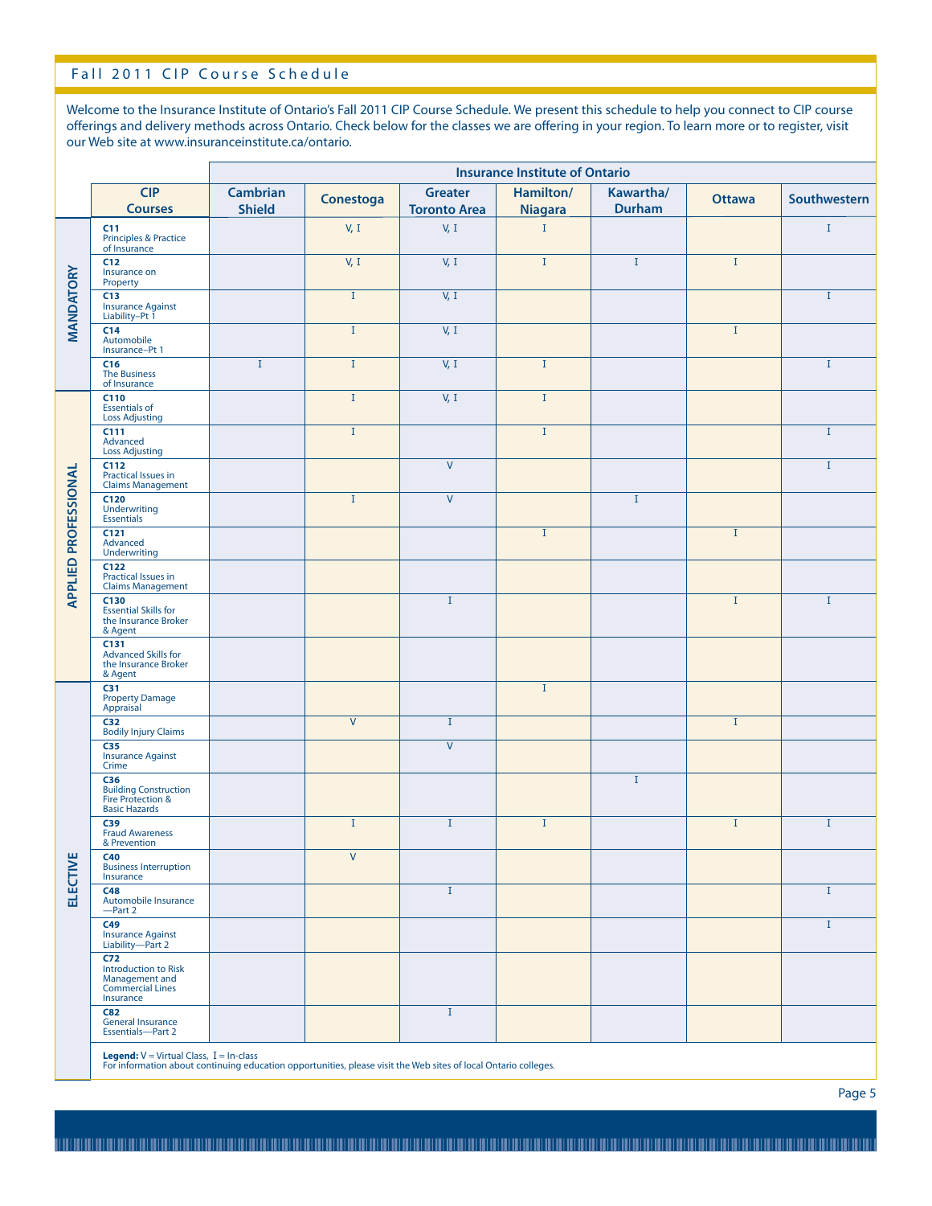# Fall 2011 CIP Course Schedule

Welcome to the Insurance Institute of Ontario's Fall 2011 CIP Course Schedule. We present this schedule to help you connect to CIP course offerings and delivery methods across Ontario. Check below for the classes we are offering in your region. To learn more or to register, visit our Web site at www.insuranceinstitute.ca/ontario.

| | CIP Courses | Insurance Institute of Ontario | | | | | | |
|---|---|---|---|---|---|---|---|---|
| | | Cambrian Shield | Conestoga | Greater Toronto Area | Hamilton/ Niagara | Kawartha/ Durham | Ottawa | Southwestern |
| MANDATORY | C11 Principles & Practice of Insurance | | V, I | V, I | I | | | I |
| | C12 Insurance on Property | | V, I | V, I | I | I | I | |
| | C13 Insurance Against Liability–Pt 1 | | I | V, I | | | | I |
| | C14 Automobile Insurance–Pt 1 | | I | V, I | | | I | |
| | C16 The Business of Insurance | I | I | V, I | I | | | I |
| APPLIED PROFESSIONAL | C110 Essentials of Loss Adjusting | | I | V, I | I | | | |
| | C111 Advanced Loss Adjusting | | I | | I | | | I |
| | C112 Practical Issues in Claims Management | | | V | | | | I |
| | C120 Underwriting Essentials | | I | V | | I | | |
| | C121 Advanced Underwriting | | | | I | | I | |
| | C122 Practical Issues in Claims Management | | | | | | | |
| | C130 Essential Skills for the Insurance Broker & Agent | | | I | | | I | I |
| | C131 Advanced Skills for the Insurance Broker & Agent | | | | | | | |
| ELECTIVE | C31 Property Damage Appraisal | | | | I | | | |
| | C32 Bodily Injury Claims | | V | I | | | I | |
| | C35 Insurance Against Crime | | | V | | | | |
| | C36 Building Construction Fire Protection & Basic Hazards | | | | | I | | |
| | C39 Fraud Awareness & Prevention | | I | I | I | | I | I |
| | C40 Business Interruption Insurance | | V | | | | | |
| | C48 Automobile Insurance —Part 2 | | | I | | | | I |
| | C49 Insurance Against Liability—Part 2 | | | | | | | I |
| | C72 Introduction to Risk Management and Commercial Lines Insurance | | | | | | | |
| | C82 General Insurance Essentials—Part 2 | | | I | | | | |

**Legend:** V = Virtual Class, I = In-class
For information about continuing education opportunities, please visit the Web sites of local Ontario colleges.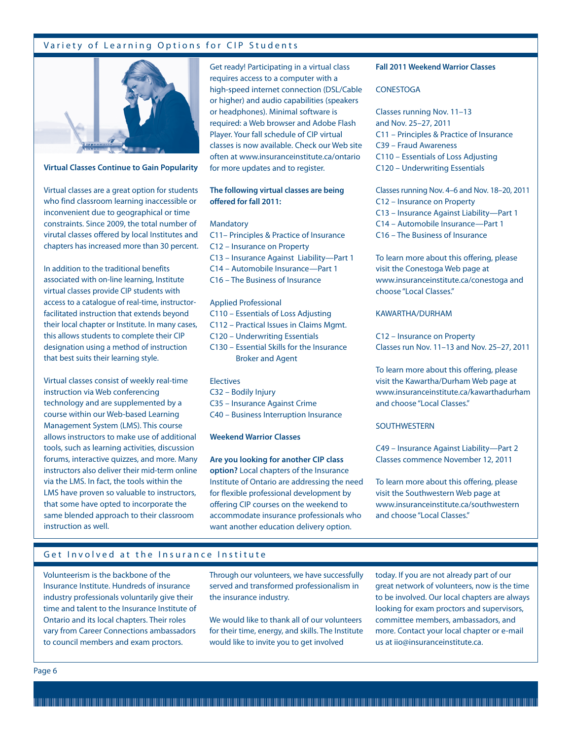## Variety of Learning Options for CIP Students

**Virtual Classes Continue to Gain Popularity**

Virtual classes are a great option for students who find classroom learning inaccessible or inconvenient due to geographical or time constraints. Since 2009, the total number of virutal classes offered by local Institutes and chapters has increased more than 30 percent.

In addition to the traditional benefits associated with on-line learning, Institute virtual classes provide CIP students with access to a catalogue of real-time, instructor-facilitated instruction that extends beyond their local chapter or Institute. In many cases, this allows students to complete their CIP designation using a method of instruction that best suits their learning style.

Virtual classes consist of weekly real-time instruction via Web conferencing technology and are supplemented by a course within our Web-based Learning Management System (LMS). This course allows instructors to make use of additional tools, such as learning activities, discussion forums, interactive quizzes, and more. Many instructors also deliver their mid-term online via the LMS. In fact, the tools within the LMS have proven so valuable to instructors, that some have opted to incorporate the same blended approach to their classroom instruction as well.

Get ready! Participating in a virtual class requires access to a computer with a high-speed internet connection (DSL/Cable or higher) and audio capabilities (speakers or headphones). Minimal software is required: a Web browser and Adobe Flash Player. Your fall schedule of CIP virtual classes is now available. Check our Web site often at www.insuranceinstitute.ca/ontario for more updates and to register.

**The following virtual classes are being offered for fall 2011:**

Mandatory
- C11– Principles & Practice of Insurance
- C12 – Insurance on Property
- C13 – Insurance Against Liability—Part 1
- C14 – Automobile Insurance—Part 1
- C16 – The Business of Insurance

Applied Professional
- C110 – Essentials of Loss Adjusting
- C112 – Practical Issues in Claims Mgmt.
- C120 – Underwriting Essentials
- C130 – Essential Skills for the Insurance Broker and Agent

Electives
- C32 – Bodily Injury
- C35 – Insurance Against Crime
- C40 – Business Interruption Insurance

**Weekend Warrior Classes**

**Are you looking for another CIP class option?** Local chapters of the Insurance Institute of Ontario are addressing the need for flexible professional development by offering CIP courses on the weekend to accommodate insurance professionals who want another education delivery option.

**Fall 2011 Weekend Warrior Classes**

CONESTOGA

Classes running Nov. 11–13 and Nov. 25–27, 2011
- C11 – Principles & Practice of Insurance
- C39 – Fraud Awareness
- C110 – Essentials of Loss Adjusting
- C120 – Underwriting Essentials

Classes running Nov. 4–6 and Nov. 18–20, 2011
- C12 – Insurance on Property
- C13 – Insurance Against Liability—Part 1
- C14 – Automobile Insurance—Part 1
- C16 – The Business of Insurance

To learn more about this offering, please visit the Conestoga Web page at www.insuranceinstitute.ca/conestoga and choose "Local Classes."

KAWARTHA/DURHAM

C12 – Insurance on Property
Classes run Nov. 11–13 and Nov. 25–27, 2011

To learn more about this offering, please visit the Kawartha/Durham Web page at www.insuranceinstitute.ca/kawarthadurham and choose "Local Classes."

SOUTHWESTERN

C49 – Insurance Against Liability—Part 2
Classes commence November 12, 2011

To learn more about this offering, please visit the Southwestern Web page at www.insuranceinstitute.ca/southwestern and choose "Local Classes."

## Get Involved at the Insurance Institute

Volunteerism is the backbone of the Insurance Institute. Hundreds of insurance industry professionals voluntarily give their time and talent to the Insurance Institute of Ontario and its local chapters. Their roles vary from Career Connections ambassadors to council members and exam proctors.

Through our volunteers, we have successfully served and transformed professionalism in the insurance industry.

We would like to thank all of our volunteers for their time, energy, and skills. The Institute would like to invite you to get involved today. If you are not already part of our great network of volunteers, now is the time to be involved. Our local chapters are always looking for exam proctors and supervisors, committee members, ambassadors, and more. Contact your local chapter or e-mail us at iio@insuranceinstitute.ca.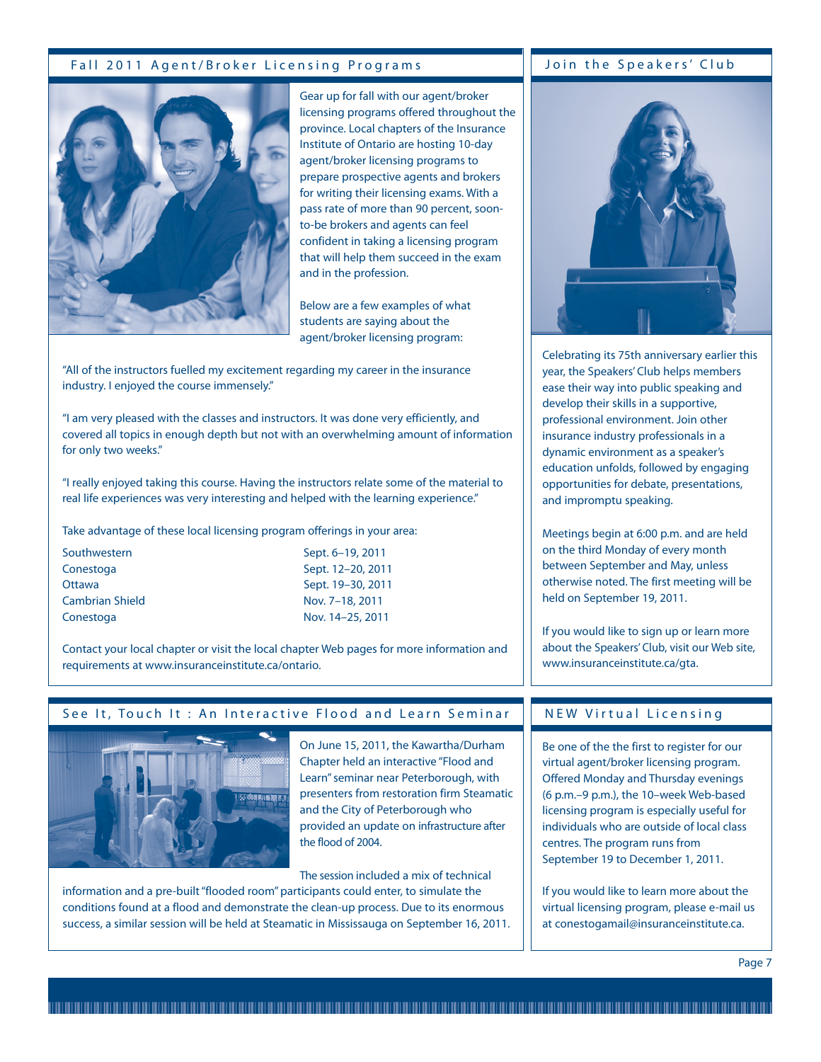## Fall 2011 Agent/Broker Licensing Programs

Gear up for fall with our agent/broker licensing programs offered throughout the province. Local chapters of the Insurance Institute of Ontario are hosting 10-day agent/broker licensing programs to prepare prospective agents and brokers for writing their licensing exams. With a pass rate of more than 90 percent, soon-to-be brokers and agents can feel confident in taking a licensing program that will help them succeed in the exam and in the profession.

Below are a few examples of what students are saying about the agent/broker licensing program:

"All of the instructors fuelled my excitement regarding my career in the insurance industry. I enjoyed the course immensely."

"I am very pleased with the classes and instructors. It was done very efficiently, and covered all topics in enough depth but not with an overwhelming amount of information for only two weeks."

"I really enjoyed taking this course. Having the instructors relate some of the material to real life experiences was very interesting and helped with the learning experience."

Take advantage of these local licensing program offerings in your area:

| | |
|---|---|
| Southwestern | Sept. 6–19, 2011 |
| Conestoga | Sept. 12–20, 2011 |
| Ottawa | Sept. 19–30, 2011 |
| Cambrian Shield | Nov. 7–18, 2011 |
| Conestoga | Nov. 14–25, 2011 |

Contact your local chapter or visit the local chapter Web pages for more information and requirements at www.insuranceinstitute.ca/ontario.

## Join the Speakers' Club

Celebrating its 75th anniversary earlier this year, the Speakers' Club helps members ease their way into public speaking and develop their skills in a supportive, professional environment. Join other insurance industry professionals in a dynamic environment as a speaker's education unfolds, followed by engaging opportunities for debate, presentations, and impromptu speaking.

Meetings begin at 6:00 p.m. and are held on the third Monday of every month between September and May, unless otherwise noted. The first meeting will be held on September 19, 2011.

If you would like to sign up or learn more about the Speakers' Club, visit our Web site, www.insuranceinstitute.ca/gta.

## See It, Touch It : An Interactive Flood and Learn Seminar

On June 15, 2011, the Kawartha/Durham Chapter held an interactive "Flood and Learn" seminar near Peterborough, with presenters from restoration firm Steamatic and the City of Peterborough who provided an update on infrastructure after the flood of 2004.

The session included a mix of technical information and a pre-built "flooded room" participants could enter, to simulate the conditions found at a flood and demonstrate the clean-up process. Due to its enormous success, a similar session will be held at Steamatic in Mississauga on September 16, 2011.

## NEW Virtual Licensing

Be one of the the first to register for our virtual agent/broker licensing program. Offered Monday and Thursday evenings (6 p.m.–9 p.m.), the 10–week Web-based licensing program is especially useful for individuals who are outside of local class centres. The program runs from September 19 to December 1, 2011.

If you would like to learn more about the virtual licensing program, please e-mail us at conestogamail@insuranceinstitute.ca.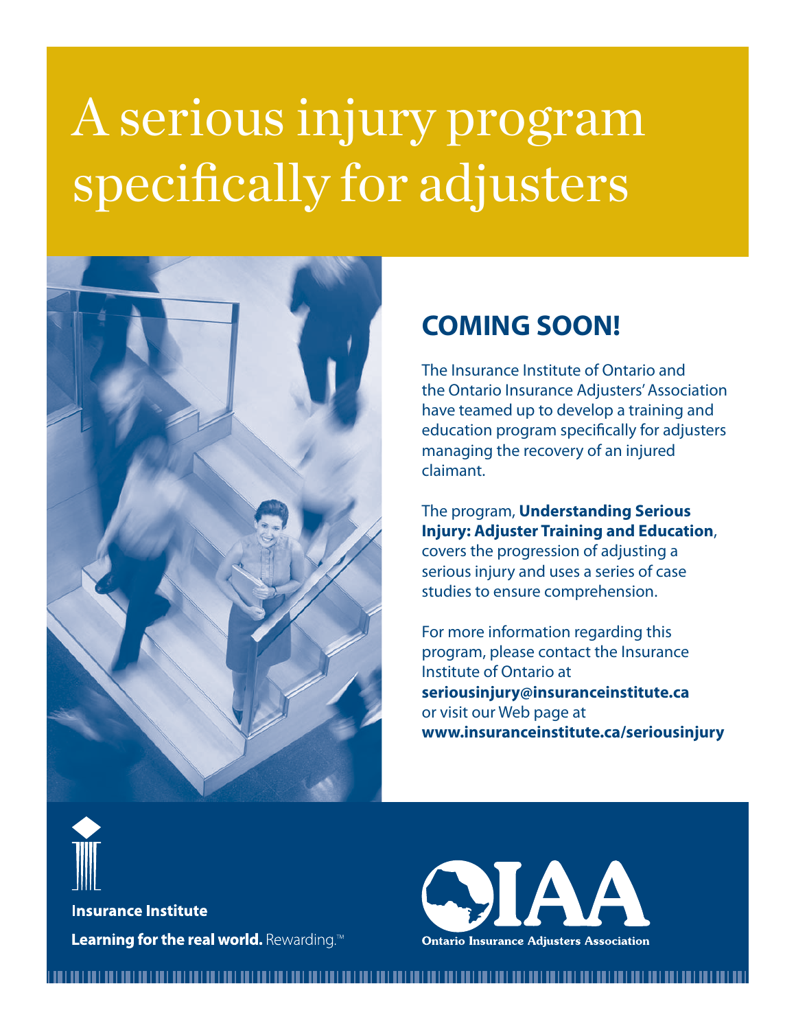# A serious injury program specifically for adjusters

## COMING SOON!

The Insurance Institute of Ontario and the Ontario Insurance Adjusters' Association have teamed up to develop a training and education program specifically for adjusters managing the recovery of an injured claimant.

The program, **Understanding Serious Injury: Adjuster Training and Education**, covers the progression of adjusting a serious injury and uses a series of case studies to ensure comprehension.

For more information regarding this program, please contact the Insurance Institute of Ontario at **seriousinjury@insuranceinstitute.ca** or visit our Web page at **www.insuranceinstitute.ca/seriousinjury**

**Insurance Institute**

**Learning for the real world.** Rewarding.™

OIAA

Ontario Insurance Adjusters Association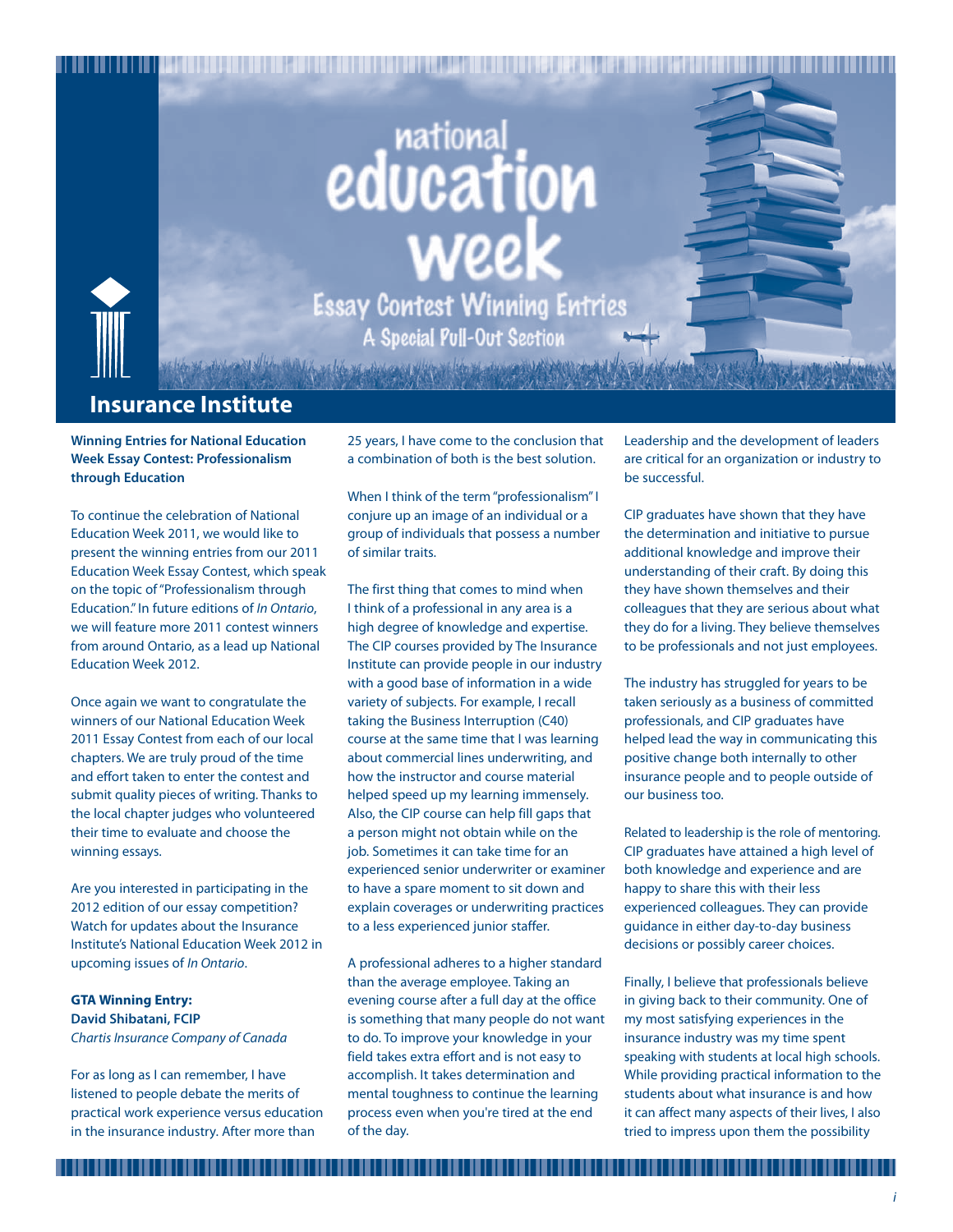# national education week

## Essay Contest Winning Entries

### A Special Pull-Out Section

**Insurance Institute**

**Winning Entries for National Education Week Essay Contest: Professionalism through Education**

To continue the celebration of National Education Week 2011, we would like to present the winning entries from our 2011 Education Week Essay Contest, which speak on the topic of "Professionalism through Education." In future editions of *In Ontario*, we will feature more 2011 contest winners from around Ontario, as a lead up National Education Week 2012.

Once again we want to congratulate the winners of our National Education Week 2011 Essay Contest from each of our local chapters. We are truly proud of the time and effort taken to enter the contest and submit quality pieces of writing. Thanks to the local chapter judges who volunteered their time to evaluate and choose the winning essays.

Are you interested in participating in the 2012 edition of our essay competition? Watch for updates about the Insurance Institute's National Education Week 2012 in upcoming issues of *In Ontario*.

**GTA Winning Entry:**
**David Shibatani, FCIP**
*Chartis Insurance Company of Canada*

For as long as I can remember, I have listened to people debate the merits of practical work experience versus education in the insurance industry. After more than 25 years, I have come to the conclusion that a combination of both is the best solution.

When I think of the term "professionalism" I conjure up an image of an individual or a group of individuals that possess a number of similar traits.

The first thing that comes to mind when I think of a professional in any area is a high degree of knowledge and expertise. The CIP courses provided by The Insurance Institute can provide people in our industry with a good base of information in a wide variety of subjects. For example, I recall taking the Business Interruption (C40) course at the same time that I was learning about commercial lines underwriting, and how the instructor and course material helped speed up my learning immensely. Also, the CIP course can help fill gaps that a person might not obtain while on the job. Sometimes it can take time for an experienced senior underwriter or examiner to have a spare moment to sit down and explain coverages or underwriting practices to a less experienced junior staffer.

A professional adheres to a higher standard than the average employee. Taking an evening course after a full day at the office is something that many people do not want to do. To improve your knowledge in your field takes extra effort and is not easy to accomplish. It takes determination and mental toughness to continue the learning process even when you're tired at the end of the day.

Leadership and the development of leaders are critical for an organization or industry to be successful.

CIP graduates have shown that they have the determination and initiative to pursue additional knowledge and improve their understanding of their craft. By doing this they have shown themselves and their colleagues that they are serious about what they do for a living. They believe themselves to be professionals and not just employees.

The industry has struggled for years to be taken seriously as a business of committed professionals, and CIP graduates have helped lead the way in communicating this positive change both internally to other insurance people and to people outside of our business too.

Related to leadership is the role of mentoring. CIP graduates have attained a high level of both knowledge and experience and are happy to share this with their less experienced colleagues. They can provide guidance in either day-to-day business decisions or possibly career choices.

Finally, I believe that professionals believe in giving back to their community. One of my most satisfying experiences in the insurance industry was my time spent speaking with students at local high schools. While providing practical information to the students about what insurance is and how it can affect many aspects of their lives, I also tried to impress upon them the possibility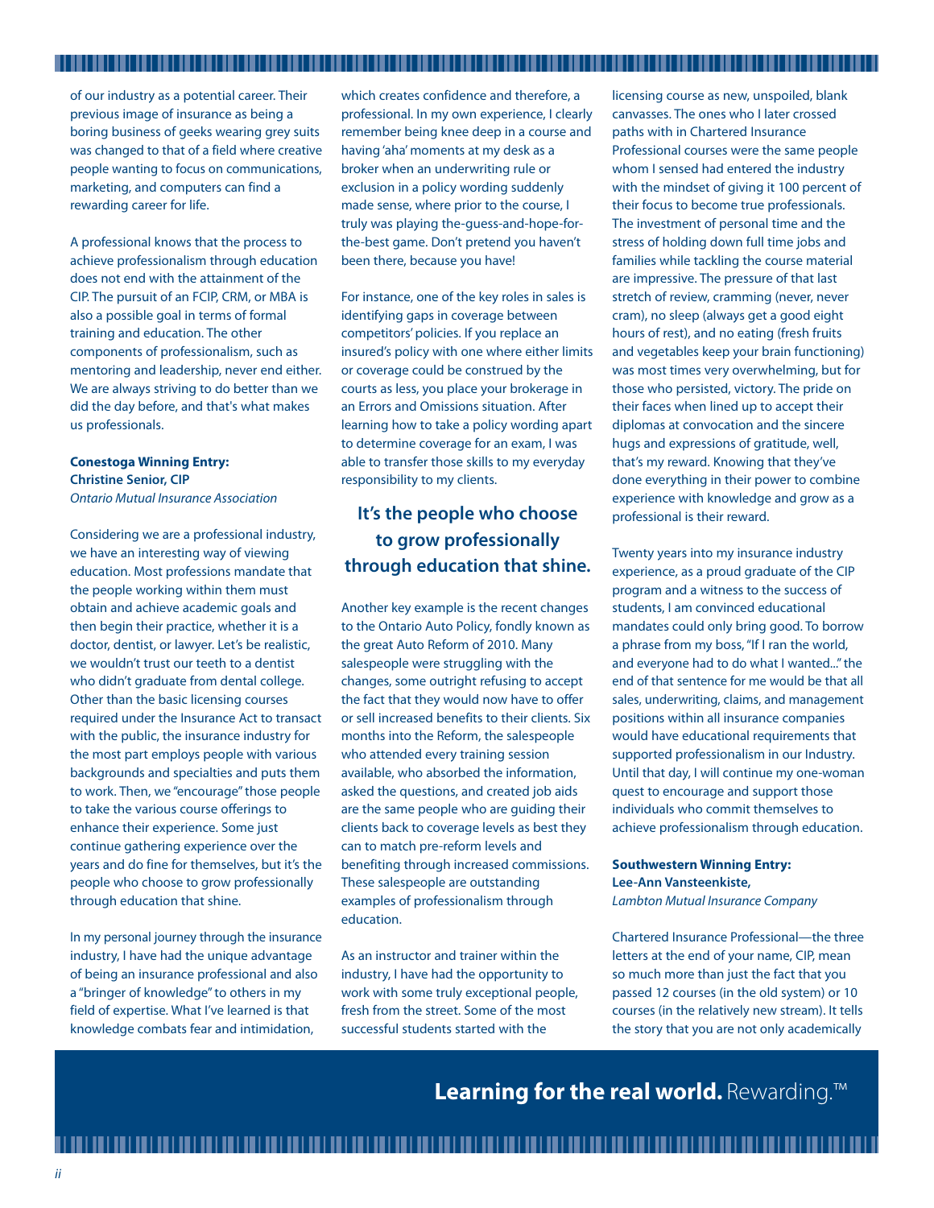of our industry as a potential career. Their previous image of insurance as being a boring business of geeks wearing grey suits was changed to that of a field where creative people wanting to focus on communications, marketing, and computers can find a rewarding career for life.

A professional knows that the process to achieve professionalism through education does not end with the attainment of the CIP. The pursuit of an FCIP, CRM, or MBA is also a possible goal in terms of formal training and education. The other components of professionalism, such as mentoring and leadership, never end either. We are always striving to do better than we did the day before, and that's what makes us professionals.

**Conestoga Winning Entry:**
**Christine Senior, CIP**
*Ontario Mutual Insurance Association*

Considering we are a professional industry, we have an interesting way of viewing education. Most professions mandate that the people working within them must obtain and achieve academic goals and then begin their practice, whether it is a doctor, dentist, or lawyer. Let's be realistic, we wouldn't trust our teeth to a dentist who didn't graduate from dental college. Other than the basic licensing courses required under the Insurance Act to transact with the public, the insurance industry for the most part employs people with various backgrounds and specialties and puts them to work. Then, we "encourage" those people to take the various course offerings to enhance their experience. Some just continue gathering experience over the years and do fine for themselves, but it's the people who choose to grow professionally through education that shine.

In my personal journey through the insurance industry, I have had the unique advantage of being an insurance professional and also a "bringer of knowledge" to others in my field of expertise. What I've learned is that knowledge combats fear and intimidation, which creates confidence and therefore, a professional. In my own experience, I clearly remember being knee deep in a course and having 'aha' moments at my desk as a broker when an underwriting rule or exclusion in a policy wording suddenly made sense, where prior to the course, I truly was playing the-guess-and-hope-for-the-best game. Don't pretend you haven't been there, because you have!

For instance, one of the key roles in sales is identifying gaps in coverage between competitors' policies. If you replace an insured's policy with one where either limits or coverage could be construed by the courts as less, you place your brokerage in an Errors and Omissions situation. After learning how to take a policy wording apart to determine coverage for an exam, I was able to transfer those skills to my everyday responsibility to my clients.

**It's the people who choose to grow professionally through education that shine.**

Another key example is the recent changes to the Ontario Auto Policy, fondly known as the great Auto Reform of 2010. Many salespeople were struggling with the changes, some outright refusing to accept the fact that they would now have to offer or sell increased benefits to their clients. Six months into the Reform, the salespeople who attended every training session available, who absorbed the information, asked the questions, and created job aids are the same people who are guiding their clients back to coverage levels as best they can to match pre-reform levels and benefiting through increased commissions. These salespeople are outstanding examples of professionalism through education.

As an instructor and trainer within the industry, I have had the opportunity to work with some truly exceptional people, fresh from the street. Some of the most successful students started with the licensing course as new, unspoiled, blank canvasses. The ones who I later crossed paths with in Chartered Insurance Professional courses were the same people whom I sensed had entered the industry with the mindset of giving it 100 percent of their focus to become true professionals. The investment of personal time and the stress of holding down full time jobs and families while tackling the course material are impressive. The pressure of that last stretch of review, cramming (never, never cram), no sleep (always get a good eight hours of rest), and no eating (fresh fruits and vegetables keep your brain functioning) was most times very overwhelming, but for those who persisted, victory. The pride on their faces when lined up to accept their diplomas at convocation and the sincere hugs and expressions of gratitude, well, that's my reward. Knowing that they've done everything in their power to combine experience with knowledge and grow as a professional is their reward.

Twenty years into my insurance industry experience, as a proud graduate of the CIP program and a witness to the success of students, I am convinced educational mandates could only bring good. To borrow a phrase from my boss, "If I ran the world, and everyone had to do what I wanted..." the end of that sentence for me would be that all sales, underwriting, claims, and management positions within all insurance companies would have educational requirements that supported professionalism in our Industry. Until that day, I will continue my one-woman quest to encourage and support those individuals who commit themselves to achieve professionalism through education.

**Southwestern Winning Entry:**
**Lee-Ann Vansteenkiste,**
*Lambton Mutual Insurance Company*

Chartered Insurance Professional—the three letters at the end of your name, CIP, mean so much more than just the fact that you passed 12 courses (in the old system) or 10 courses (in the relatively new stream). It tells the story that you are not only academically

**Learning for the real world.** Rewarding.™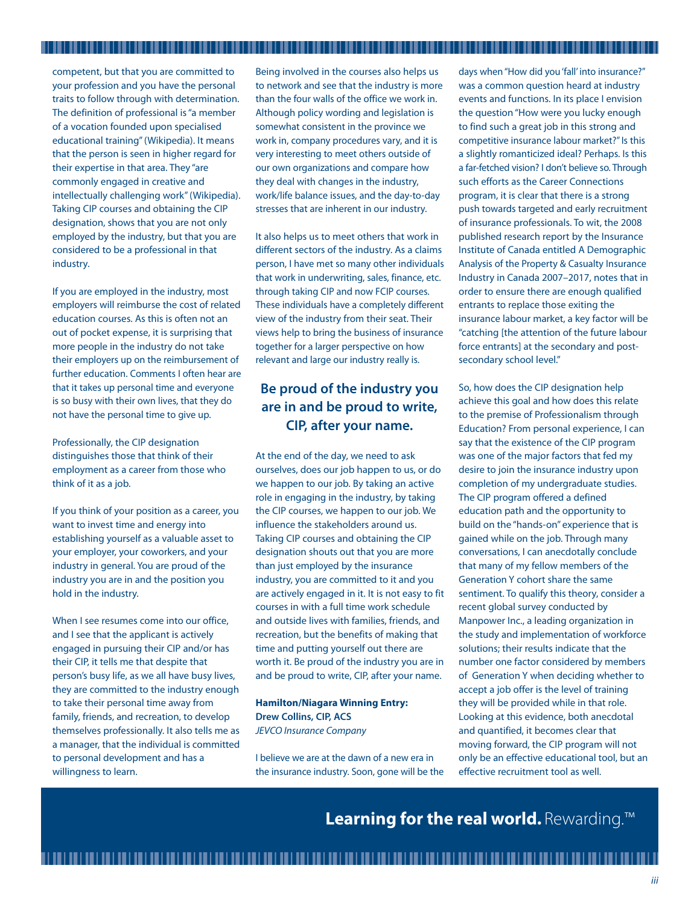competent, but that you are committed to your profession and you have the personal traits to follow through with determination. The definition of professional is "a member of a vocation founded upon specialised educational training" (Wikipedia). It means that the person is seen in higher regard for their expertise in that area. They "are commonly engaged in creative and intellectually challenging work" (Wikipedia). Taking CIP courses and obtaining the CIP designation, shows that you are not only employed by the industry, but that you are considered to be a professional in that industry.

If you are employed in the industry, most employers will reimburse the cost of related education courses. As this is often not an out of pocket expense, it is surprising that more people in the industry do not take their employers up on the reimbursement of further education. Comments I often hear are that it takes up personal time and everyone is so busy with their own lives, that they do not have the personal time to give up.

Professionally, the CIP designation distinguishes those that think of their employment as a career from those who think of it as a job.

If you think of your position as a career, you want to invest time and energy into establishing yourself as a valuable asset to your employer, your coworkers, and your industry in general. You are proud of the industry you are in and the position you hold in the industry.

When I see resumes come into our office, and I see that the applicant is actively engaged in pursuing their CIP and/or has their CIP, it tells me that despite that person's busy life, as we all have busy lives, they are committed to the industry enough to take their personal time away from family, friends, and recreation, to develop themselves professionally. It also tells me as a manager, that the individual is committed to personal development and has a willingness to learn.

Being involved in the courses also helps us to network and see that the industry is more than the four walls of the office we work in. Although policy wording and legislation is somewhat consistent in the province we work in, company procedures vary, and it is very interesting to meet others outside of our own organizations and compare how they deal with changes in the industry, work/life balance issues, and the day-to-day stresses that are inherent in our industry.

It also helps us to meet others that work in different sectors of the industry. As a claims person, I have met so many other individuals that work in underwriting, sales, finance, etc. through taking CIP and now FCIP courses. These individuals have a completely different view of the industry from their seat. Their views help to bring the business of insurance together for a larger perspective on how relevant and large our industry really is.

## Be proud of the industry you are in and be proud to write, CIP, after your name.

At the end of the day, we need to ask ourselves, does our job happen to us, or do we happen to our job. By taking an active role in engaging in the industry, by taking the CIP courses, we happen to our job. We influence the stakeholders around us. Taking CIP courses and obtaining the CIP designation shouts out that you are more than just employed by the insurance industry, you are committed to it and you are actively engaged in it. It is not easy to fit courses in with a full time work schedule and outside lives with families, friends, and recreation, but the benefits of making that time and putting yourself out there are worth it. Be proud of the industry you are in and be proud to write, CIP, after your name.

**Hamilton/Niagara Winning Entry:**
**Drew Collins, CIP, ACS**
*JEVCO Insurance Company*

I believe we are at the dawn of a new era in the insurance industry. Soon, gone will be the days when "How did you 'fall' into insurance?" was a common question heard at industry events and functions. In its place I envision the question "How were you lucky enough to find such a great job in this strong and competitive insurance labour market?" Is this a slightly romanticized ideal? Perhaps. Is this a far-fetched vision? I don't believe so. Through such efforts as the Career Connections program, it is clear that there is a strong push towards targeted and early recruitment of insurance professionals. To wit, the 2008 published research report by the Insurance Institute of Canada entitled A Demographic Analysis of the Property & Casualty Insurance Industry in Canada 2007–2017, notes that in order to ensure there are enough qualified entrants to replace those exiting the insurance labour market, a key factor will be "catching [the attention of the future labour force entrants] at the secondary and post-secondary school level."

So, how does the CIP designation help achieve this goal and how does this relate to the premise of Professionalism through Education? From personal experience, I can say that the existence of the CIP program was one of the major factors that fed my desire to join the insurance industry upon completion of my undergraduate studies. The CIP program offered a defined education path and the opportunity to build on the "hands-on" experience that is gained while on the job. Through many conversations, I can anecdotally conclude that many of my fellow members of the Generation Y cohort share the same sentiment. To qualify this theory, consider a recent global survey conducted by Manpower Inc., a leading organization in the study and implementation of workforce solutions; their results indicate that the number one factor considered by members of Generation Y when deciding whether to accept a job offer is the level of training they will be provided while in that role. Looking at this evidence, both anecdotal and quantified, it becomes clear that moving forward, the CIP program will not only be an effective educational tool, but an effective recruitment tool as well.

**Learning for the real world.** Rewarding.™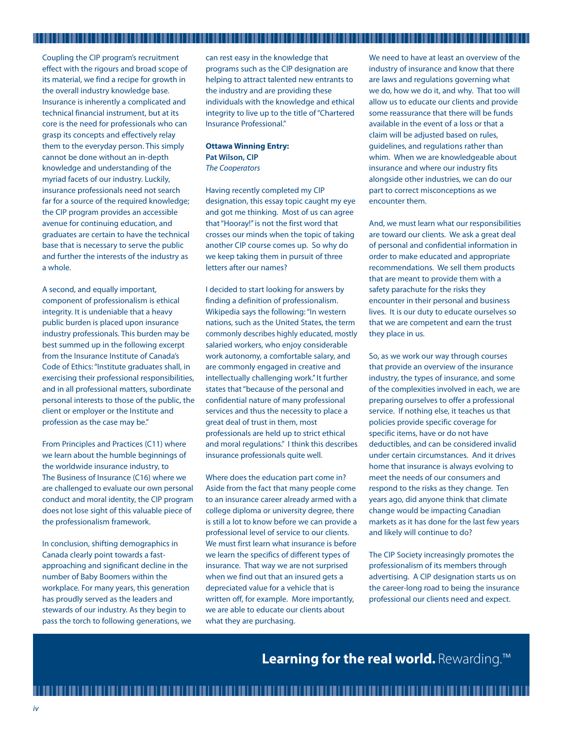Coupling the CIP program's recruitment effect with the rigours and broad scope of its material, we find a recipe for growth in the overall industry knowledge base. Insurance is inherently a complicated and technical financial instrument, but at its core is the need for professionals who can grasp its concepts and effectively relay them to the everyday person. This simply cannot be done without an in-depth knowledge and understanding of the myriad facets of our industry. Luckily, insurance professionals need not search far for a source of the required knowledge; the CIP program provides an accessible avenue for continuing education, and graduates are certain to have the technical base that is necessary to serve the public and further the interests of the industry as a whole.

A second, and equally important, component of professionalism is ethical integrity. It is undeniable that a heavy public burden is placed upon insurance industry professionals. This burden may be best summed up in the following excerpt from the Insurance Institute of Canada's Code of Ethics: "Institute graduates shall, in exercising their professional responsibilities, and in all professional matters, subordinate personal interests to those of the public, the client or employer or the Institute and profession as the case may be."

From Principles and Practices (C11) where we learn about the humble beginnings of the worldwide insurance industry, to The Business of Insurance (C16) where we are challenged to evaluate our own personal conduct and moral identity, the CIP program does not lose sight of this valuable piece of the professionalism framework.

In conclusion, shifting demographics in Canada clearly point towards a fast-approaching and significant decline in the number of Baby Boomers within the workplace. For many years, this generation has proudly served as the leaders and stewards of our industry. As they begin to pass the torch to following generations, we can rest easy in the knowledge that programs such as the CIP designation are helping to attract talented new entrants to the industry and are providing these individuals with the knowledge and ethical integrity to live up to the title of "Chartered Insurance Professional."

**Ottawa Winning Entry:**
**Pat Wilson, CIP**
*The Cooperators*

Having recently completed my CIP designation, this essay topic caught my eye and got me thinking. Most of us can agree that "Hooray!" is not the first word that crosses our minds when the topic of taking another CIP course comes up. So why do we keep taking them in pursuit of three letters after our names?

I decided to start looking for answers by finding a definition of professionalism. Wikipedia says the following: "In western nations, such as the United States, the term commonly describes highly educated, mostly salaried workers, who enjoy considerable work autonomy, a comfortable salary, and are commonly engaged in creative and intellectually challenging work." It further states that "because of the personal and confidential nature of many professional services and thus the necessity to place a great deal of trust in them, most professionals are held up to strict ethical and moral regulations." I think this describes insurance professionals quite well.

Where does the education part come in? Aside from the fact that many people come to an insurance career already armed with a college diploma or university degree, there is still a lot to know before we can provide a professional level of service to our clients. We must first learn what insurance is before we learn the specifics of different types of insurance. That way we are not surprised when we find out that an insured gets a depreciated value for a vehicle that is written off, for example. More importantly, we are able to educate our clients about what they are purchasing.

We need to have at least an overview of the industry of insurance and know that there are laws and regulations governing what we do, how we do it, and why. That too will allow us to educate our clients and provide some reassurance that there will be funds available in the event of a loss or that a claim will be adjusted based on rules, guidelines, and regulations rather than whim. When we are knowledgeable about insurance and where our industry fits alongside other industries, we can do our part to correct misconceptions as we encounter them.

And, we must learn what our responsibilities are toward our clients. We ask a great deal of personal and confidential information in order to make educated and appropriate recommendations. We sell them products that are meant to provide them with a safety parachute for the risks they encounter in their personal and business lives. It is our duty to educate ourselves so that we are competent and earn the trust they place in us.

So, as we work our way through courses that provide an overview of the insurance industry, the types of insurance, and some of the complexities involved in each, we are preparing ourselves to offer a professional service. If nothing else, it teaches us that policies provide specific coverage for specific items, have or do not have deductibles, and can be considered invalid under certain circumstances. And it drives home that insurance is always evolving to meet the needs of our consumers and respond to the risks as they change. Ten years ago, did anyone think that climate change would be impacting Canadian markets as it has done for the last few years and likely will continue to do?

The CIP Society increasingly promotes the professionalism of its members through advertising. A CIP designation starts us on the career-long road to being the insurance professional our clients need and expect.

**Learning for the real world.** Rewarding.™